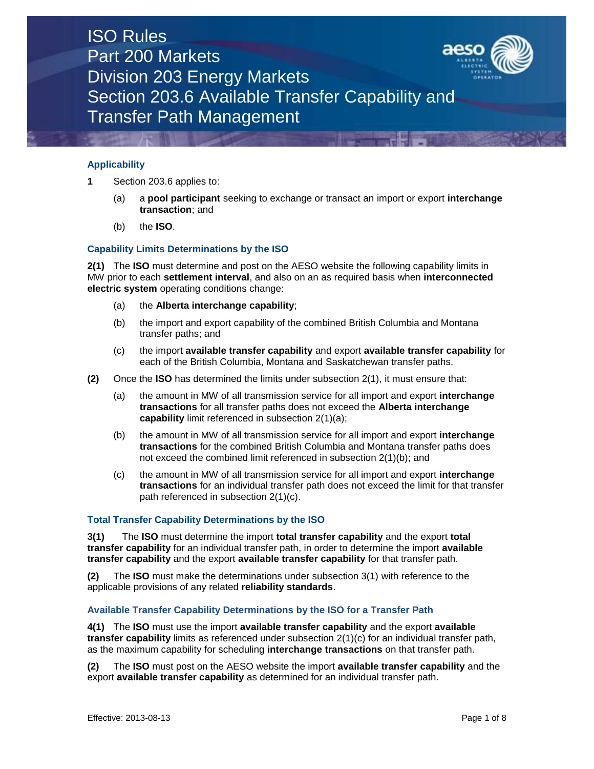# ISO Rules
# Part 200 Markets
# Division 203 Energy Markets
# Section 203.6 Available Transfer Capability and Transfer Path Management

### Applicability

**1** Section 203.6 applies to:

(a) a **pool participant** seeking to exchange or transact an import or export **interchange transaction**; and

(b) the **ISO**.

### Capability Limits Determinations by the ISO

**2(1)** The **ISO** must determine and post on the AESO website the following capability limits in MW prior to each **settlement interval**, and also on an as required basis when **interconnected electric system** operating conditions change:

(a) the **Alberta interchange capability**;

(b) the import and export capability of the combined British Columbia and Montana transfer paths; and

(c) the import **available transfer capability** and export **available transfer capability** for each of the British Columbia, Montana and Saskatchewan transfer paths.

**(2)** Once the **ISO** has determined the limits under subsection 2(1), it must ensure that:

(a) the amount in MW of all transmission service for all import and export **interchange transactions** for all transfer paths does not exceed the **Alberta interchange capability** limit referenced in subsection 2(1)(a);

(b) the amount in MW of all transmission service for all import and export **interchange transactions** for the combined British Columbia and Montana transfer paths does not exceed the combined limit referenced in subsection 2(1)(b); and

(c) the amount in MW of all transmission service for all import and export **interchange transactions** for an individual transfer path does not exceed the limit for that transfer path referenced in subsection 2(1)(c).

### Total Transfer Capability Determinations by the ISO

**3(1)** The **ISO** must determine the import **total transfer capability** and the export **total transfer capability** for an individual transfer path, in order to determine the import **available transfer capability** and the export **available transfer capability** for that transfer path.

**(2)** The **ISO** must make the determinations under subsection 3(1) with reference to the applicable provisions of any related **reliability standards**.

### Available Transfer Capability Determinations by the ISO for a Transfer Path

**4(1)** The **ISO** must use the import **available transfer capability** and the export **available transfer capability** limits as referenced under subsection 2(1)(c) for an individual transfer path, as the maximum capability for scheduling **interchange transactions** on that transfer path.

**(2)** The **ISO** must post on the AESO website the import **available transfer capability** and the export **available transfer capability** as determined for an individual transfer path.

Effective: 2013-08-13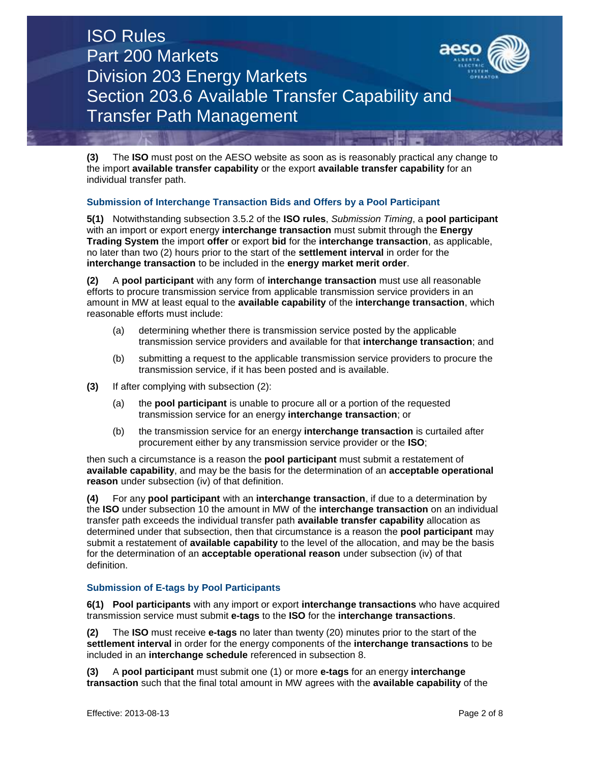**(3)** The **ISO** must post on the AESO website as soon as is reasonably practical any change to the import **available transfer capability** or the export **available transfer capability** for an individual transfer path.

### Submission of Interchange Transaction Bids and Offers by a Pool Participant

**5(1)** Notwithstanding subsection 3.5.2 of the **ISO rules**, *Submission Timing*, a **pool participant** with an import or export energy **interchange transaction** must submit through the **Energy Trading System** the import **offer** or export **bid** for the **interchange transaction**, as applicable, no later than two (2) hours prior to the start of the **settlement interval** in order for the **interchange transaction** to be included in the **energy market merit order**.

**(2)** A **pool participant** with any form of **interchange transaction** must use all reasonable efforts to procure transmission service from applicable transmission service providers in an amount in MW at least equal to the **available capability** of the **interchange transaction**, which reasonable efforts must include:

- (a) determining whether there is transmission service posted by the applicable transmission service providers and available for that **interchange transaction**; and
- (b) submitting a request to the applicable transmission service providers to procure the transmission service, if it has been posted and is available.

**(3)** If after complying with subsection (2):

- (a) the **pool participant** is unable to procure all or a portion of the requested transmission service for an energy **interchange transaction**; or
- (b) the transmission service for an energy **interchange transaction** is curtailed after procurement either by any transmission service provider or the **ISO**;

then such a circumstance is a reason the **pool participant** must submit a restatement of **available capability**, and may be the basis for the determination of an **acceptable operational reason** under subsection (iv) of that definition.

**(4)** For any **pool participant** with an **interchange transaction**, if due to a determination by the **ISO** under subsection 10 the amount in MW of the **interchange transaction** on an individual transfer path exceeds the individual transfer path **available transfer capability** allocation as determined under that subsection, then that circumstance is a reason the **pool participant** may submit a restatement of **available capability** to the level of the allocation, and may be the basis for the determination of an **acceptable operational reason** under subsection (iv) of that definition.

### Submission of E-tags by Pool Participants

**6(1) Pool participants** with any import or export **interchange transactions** who have acquired transmission service must submit **e-tags** to the **ISO** for the **interchange transactions**.

**(2)** The **ISO** must receive **e-tags** no later than twenty (20) minutes prior to the start of the **settlement interval** in order for the energy components of the **interchange transactions** to be included in an **interchange schedule** referenced in subsection 8.

**(3)** A **pool participant** must submit one (1) or more **e-tags** for an energy **interchange transaction** such that the final total amount in MW agrees with the **available capability** of the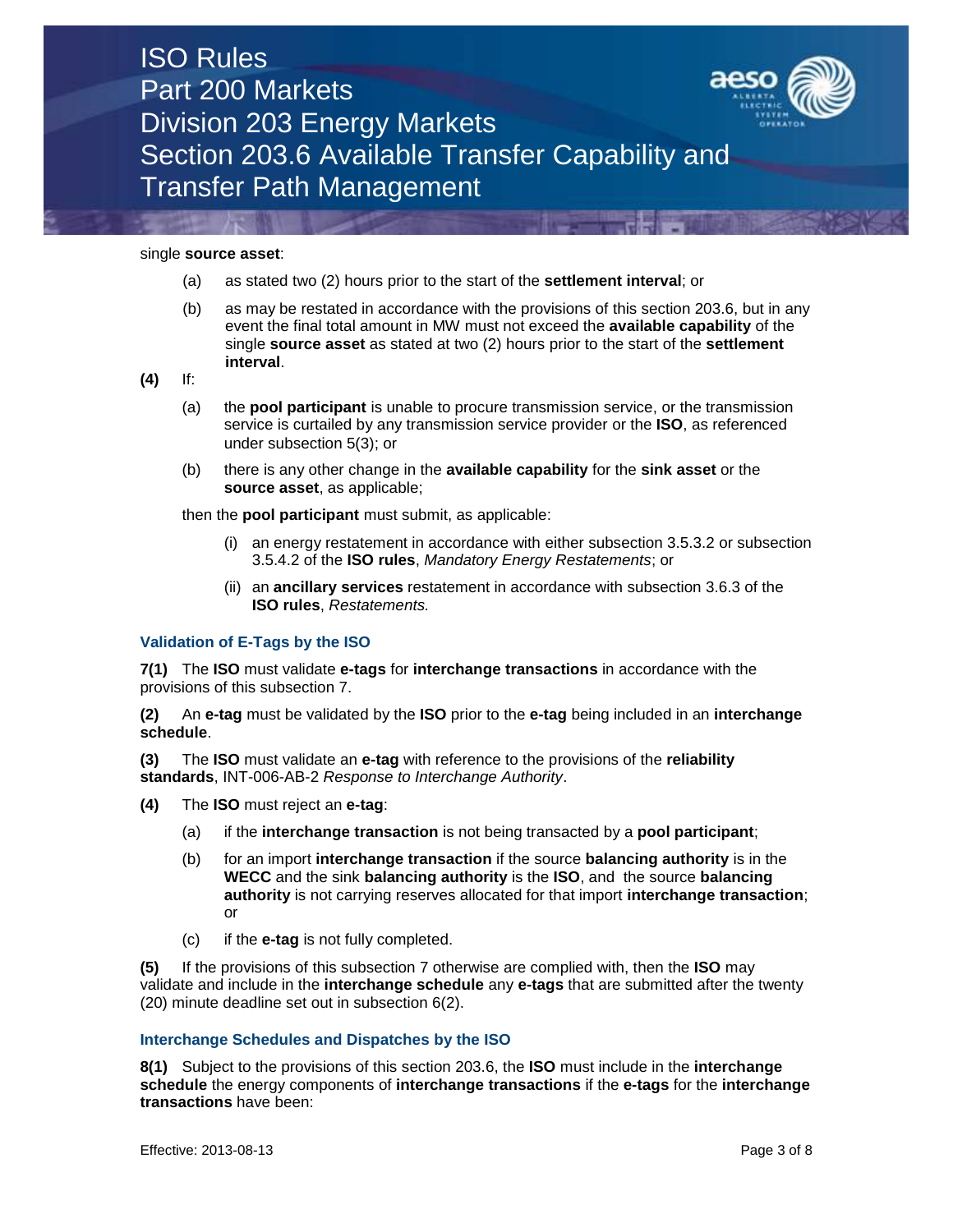single **source asset**:

(a) as stated two (2) hours prior to the start of the **settlement interval**; or

(b) as may be restated in accordance with the provisions of this section 203.6, but in any event the final total amount in MW must not exceed the **available capability** of the single **source asset** as stated at two (2) hours prior to the start of the **settlement interval**.

**(4)** If:

(a) the **pool participant** is unable to procure transmission service, or the transmission service is curtailed by any transmission service provider or the **ISO**, as referenced under subsection 5(3); or

(b) there is any other change in the **available capability** for the **sink asset** or the **source asset**, as applicable;

then the **pool participant** must submit, as applicable:

(i) an energy restatement in accordance with either subsection 3.5.3.2 or subsection 3.5.4.2 of the **ISO rules**, *Mandatory Energy Restatements*; or

(ii) an **ancillary services** restatement in accordance with subsection 3.6.3 of the **ISO rules**, *Restatements.*

### Validation of E-Tags by the ISO

**7(1)** The **ISO** must validate **e-tags** for **interchange transactions** in accordance with the provisions of this subsection 7.

**(2)** An **e-tag** must be validated by the **ISO** prior to the **e-tag** being included in an **interchange schedule**.

**(3)** The **ISO** must validate an **e-tag** with reference to the provisions of the **reliability standards**, INT-006-AB-2 *Response to Interchange Authority*.

**(4)** The **ISO** must reject an **e-tag**:

(a) if the **interchange transaction** is not being transacted by a **pool participant**;

(b) for an import **interchange transaction** if the source **balancing authority** is in the **WECC** and the sink **balancing authority** is the **ISO**, and the source **balancing authority** is not carrying reserves allocated for that import **interchange transaction**; or

(c) if the **e-tag** is not fully completed.

**(5)** If the provisions of this subsection 7 otherwise are complied with, then the **ISO** may validate and include in the **interchange schedule** any **e-tags** that are submitted after the twenty (20) minute deadline set out in subsection 6(2).

### Interchange Schedules and Dispatches by the ISO

**8(1)** Subject to the provisions of this section 203.6, the **ISO** must include in the **interchange schedule** the energy components of **interchange transactions** if the **e-tags** for the **interchange transactions** have been: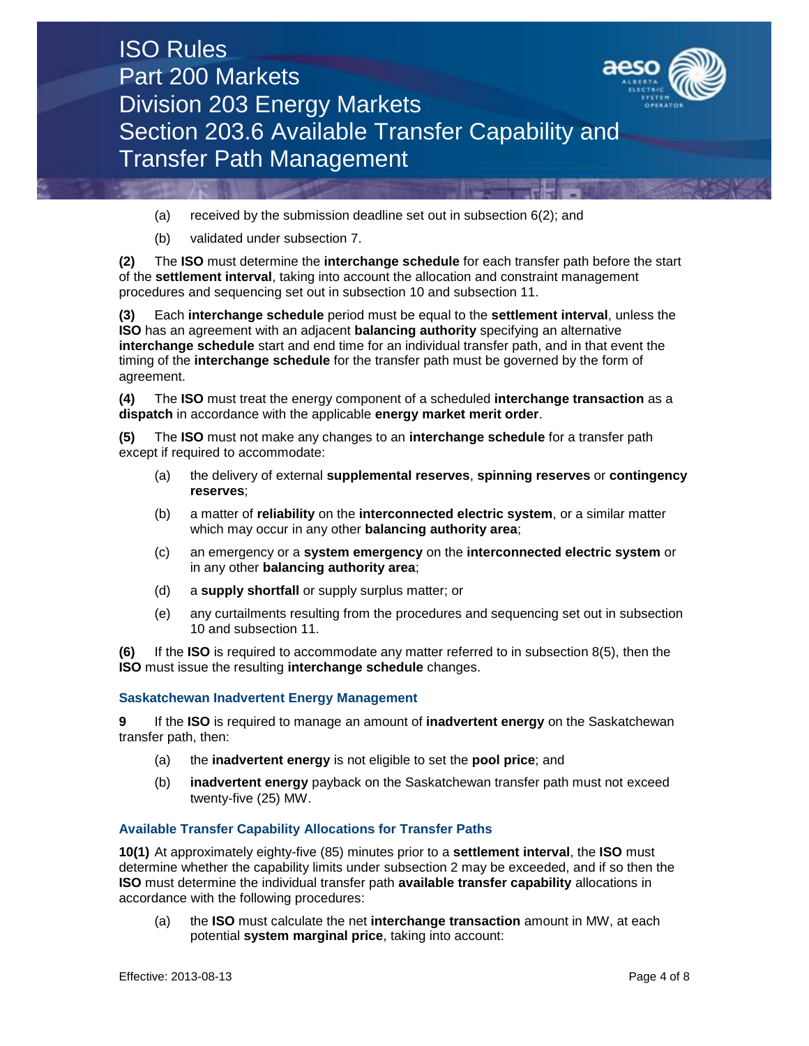(a) received by the submission deadline set out in subsection 6(2); and

(b) validated under subsection 7.

**(2)** The **ISO** must determine the **interchange schedule** for each transfer path before the start of the **settlement interval**, taking into account the allocation and constraint management procedures and sequencing set out in subsection 10 and subsection 11.

**(3)** Each **interchange schedule** period must be equal to the **settlement interval**, unless the **ISO** has an agreement with an adjacent **balancing authority** specifying an alternative **interchange schedule** start and end time for an individual transfer path, and in that event the timing of the **interchange schedule** for the transfer path must be governed by the form of agreement.

**(4)** The **ISO** must treat the energy component of a scheduled **interchange transaction** as a **dispatch** in accordance with the applicable **energy market merit order**.

**(5)** The **ISO** must not make any changes to an **interchange schedule** for a transfer path except if required to accommodate:

(a) the delivery of external **supplemental reserves**, **spinning reserves** or **contingency reserves**;

(b) a matter of **reliability** on the **interconnected electric system**, or a similar matter which may occur in any other **balancing authority area**;

(c) an emergency or a **system emergency** on the **interconnected electric system** or in any other **balancing authority area**;

(d) a **supply shortfall** or supply surplus matter; or

(e) any curtailments resulting from the procedures and sequencing set out in subsection 10 and subsection 11.

**(6)** If the **ISO** is required to accommodate any matter referred to in subsection 8(5), then the **ISO** must issue the resulting **interchange schedule** changes.

### Saskatchewan Inadvertent Energy Management

**9** If the **ISO** is required to manage an amount of **inadvertent energy** on the Saskatchewan transfer path, then:

(a) the **inadvertent energy** is not eligible to set the **pool price**; and

(b) **inadvertent energy** payback on the Saskatchewan transfer path must not exceed twenty-five (25) MW.

### Available Transfer Capability Allocations for Transfer Paths

**10(1)** At approximately eighty-five (85) minutes prior to a **settlement interval**, the **ISO** must determine whether the capability limits under subsection 2 may be exceeded, and if so then the **ISO** must determine the individual transfer path **available transfer capability** allocations in accordance with the following procedures:

(a) the **ISO** must calculate the net **interchange transaction** amount in MW, at each potential **system marginal price**, taking into account: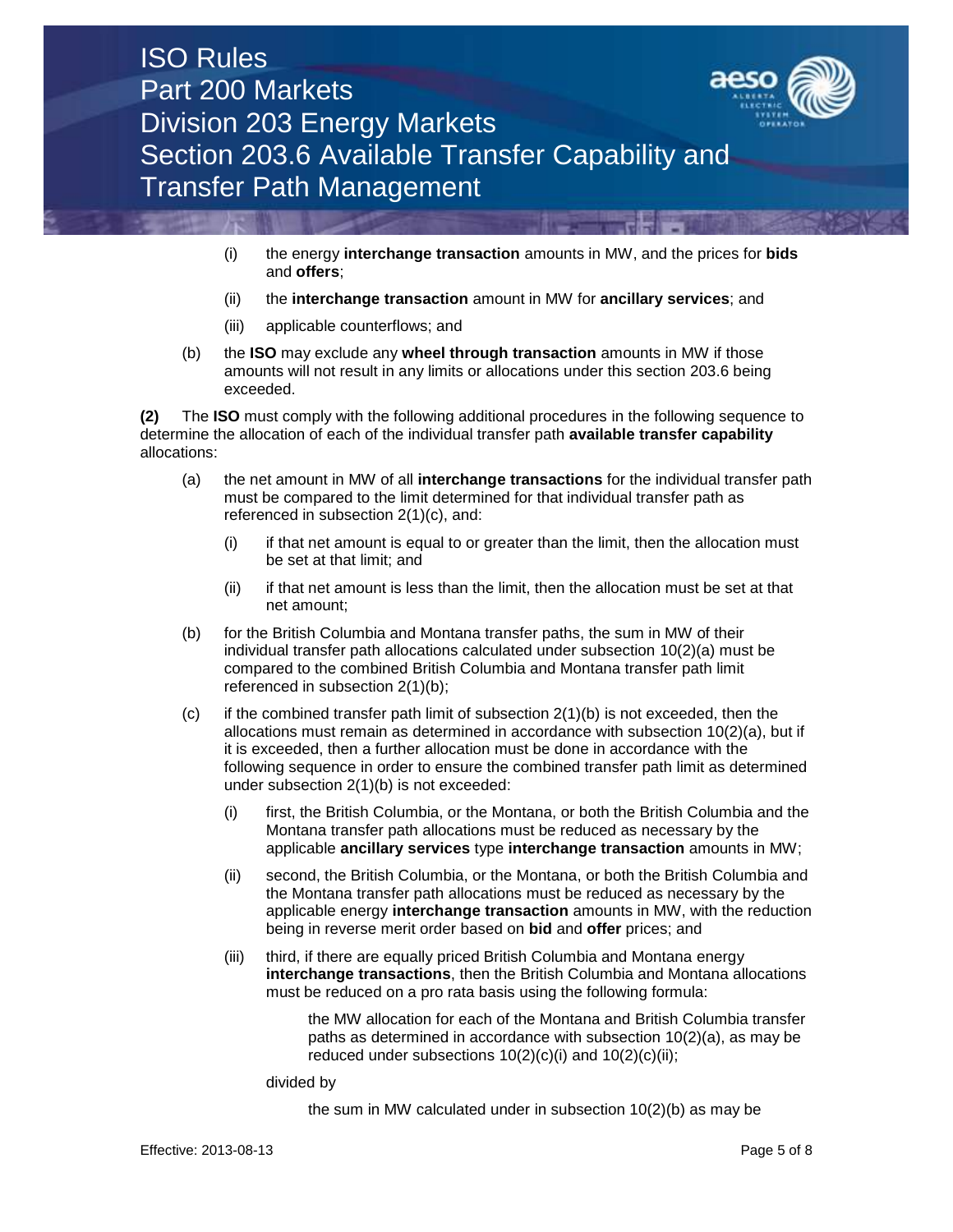(i) the energy **interchange transaction** amounts in MW, and the prices for **bids** and **offers**;

(ii) the **interchange transaction** amount in MW for **ancillary services**; and

(iii) applicable counterflows; and

(b) the **ISO** may exclude any **wheel through transaction** amounts in MW if those amounts will not result in any limits or allocations under this section 203.6 being exceeded.

**(2)** The **ISO** must comply with the following additional procedures in the following sequence to determine the allocation of each of the individual transfer path **available transfer capability** allocations:

(a) the net amount in MW of all **interchange transactions** for the individual transfer path must be compared to the limit determined for that individual transfer path as referenced in subsection 2(1)(c), and:

(i) if that net amount is equal to or greater than the limit, then the allocation must be set at that limit; and

(ii) if that net amount is less than the limit, then the allocation must be set at that net amount;

(b) for the British Columbia and Montana transfer paths, the sum in MW of their individual transfer path allocations calculated under subsection 10(2)(a) must be compared to the combined British Columbia and Montana transfer path limit referenced in subsection 2(1)(b);

(c) if the combined transfer path limit of subsection 2(1)(b) is not exceeded, then the allocations must remain as determined in accordance with subsection 10(2)(a), but if it is exceeded, then a further allocation must be done in accordance with the following sequence in order to ensure the combined transfer path limit as determined under subsection 2(1)(b) is not exceeded:

(i) first, the British Columbia, or the Montana, or both the British Columbia and the Montana transfer path allocations must be reduced as necessary by the applicable **ancillary services** type **interchange transaction** amounts in MW;

(ii) second, the British Columbia, or the Montana, or both the British Columbia and the Montana transfer path allocations must be reduced as necessary by the applicable energy **interchange transaction** amounts in MW, with the reduction being in reverse merit order based on **bid** and **offer** prices; and

(iii) third, if there are equally priced British Columbia and Montana energy **interchange transactions**, then the British Columbia and Montana allocations must be reduced on a pro rata basis using the following formula:

the MW allocation for each of the Montana and British Columbia transfer paths as determined in accordance with subsection 10(2)(a), as may be reduced under subsections 10(2)(c)(i) and 10(2)(c)(ii);

divided by

the sum in MW calculated under in subsection 10(2)(b) as may be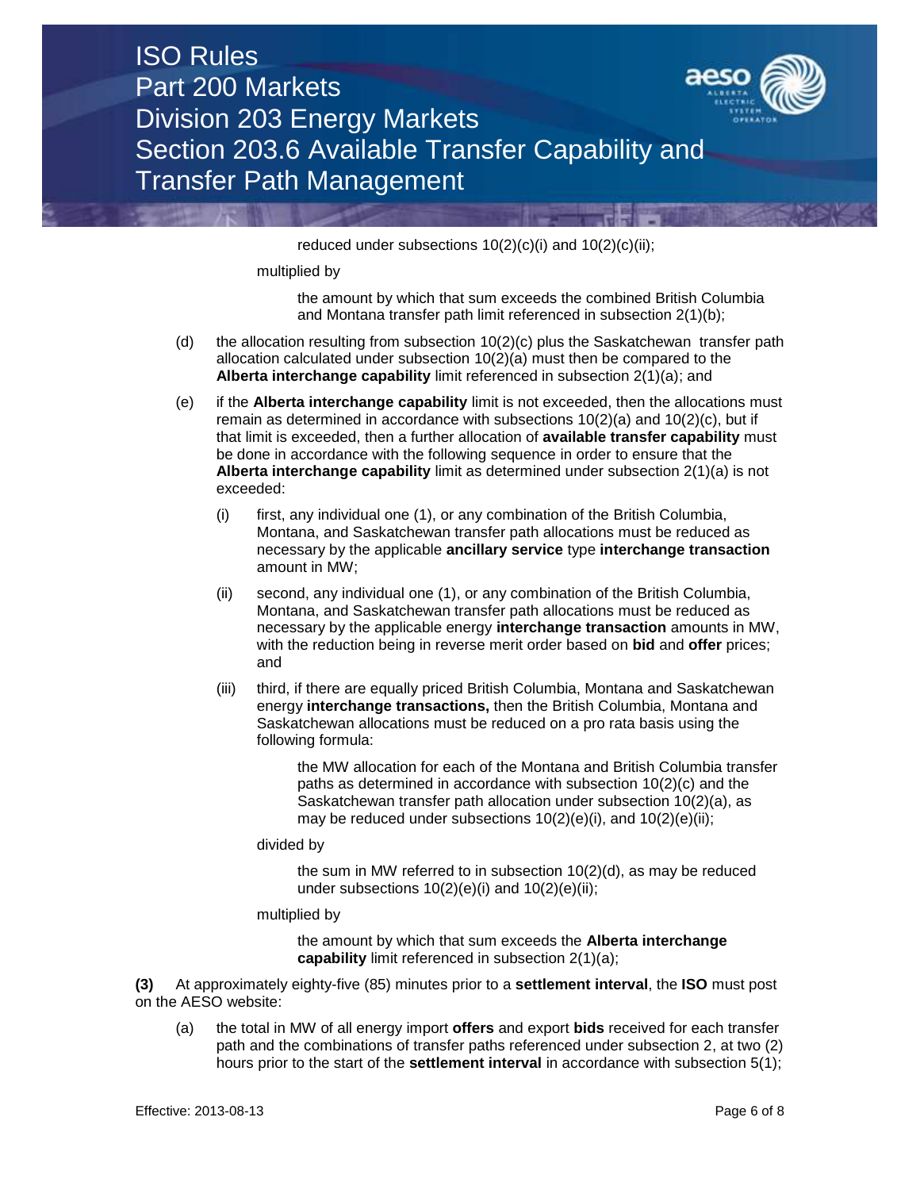reduced under subsections 10(2)(c)(i) and 10(2)(c)(ii);

multiplied by

the amount by which that sum exceeds the combined British Columbia and Montana transfer path limit referenced in subsection 2(1)(b);

(d) the allocation resulting from subsection 10(2)(c) plus the Saskatchewan transfer path allocation calculated under subsection 10(2)(a) must then be compared to the **Alberta interchange capability** limit referenced in subsection 2(1)(a); and

(e) if the **Alberta interchange capability** limit is not exceeded, then the allocations must remain as determined in accordance with subsections 10(2)(a) and 10(2)(c), but if that limit is exceeded, then a further allocation of **available transfer capability** must be done in accordance with the following sequence in order to ensure that the **Alberta interchange capability** limit as determined under subsection 2(1)(a) is not exceeded:

(i) first, any individual one (1), or any combination of the British Columbia, Montana, and Saskatchewan transfer path allocations must be reduced as necessary by the applicable **ancillary service** type **interchange transaction** amount in MW;

(ii) second, any individual one (1), or any combination of the British Columbia, Montana, and Saskatchewan transfer path allocations must be reduced as necessary by the applicable energy **interchange transaction** amounts in MW, with the reduction being in reverse merit order based on **bid** and **offer** prices; and

(iii) third, if there are equally priced British Columbia, Montana and Saskatchewan energy **interchange transactions,** then the British Columbia, Montana and Saskatchewan allocations must be reduced on a pro rata basis using the following formula:

the MW allocation for each of the Montana and British Columbia transfer paths as determined in accordance with subsection 10(2)(c) and the Saskatchewan transfer path allocation under subsection 10(2)(a), as may be reduced under subsections 10(2)(e)(i), and 10(2)(e)(ii);

divided by

the sum in MW referred to in subsection 10(2)(d), as may be reduced under subsections 10(2)(e)(i) and 10(2)(e)(ii);

multiplied by

the amount by which that sum exceeds the **Alberta interchange capability** limit referenced in subsection 2(1)(a);

**(3)** At approximately eighty-five (85) minutes prior to a **settlement interval**, the **ISO** must post on the AESO website:

(a) the total in MW of all energy import **offers** and export **bids** received for each transfer path and the combinations of transfer paths referenced under subsection 2, at two (2) hours prior to the start of the **settlement interval** in accordance with subsection 5(1);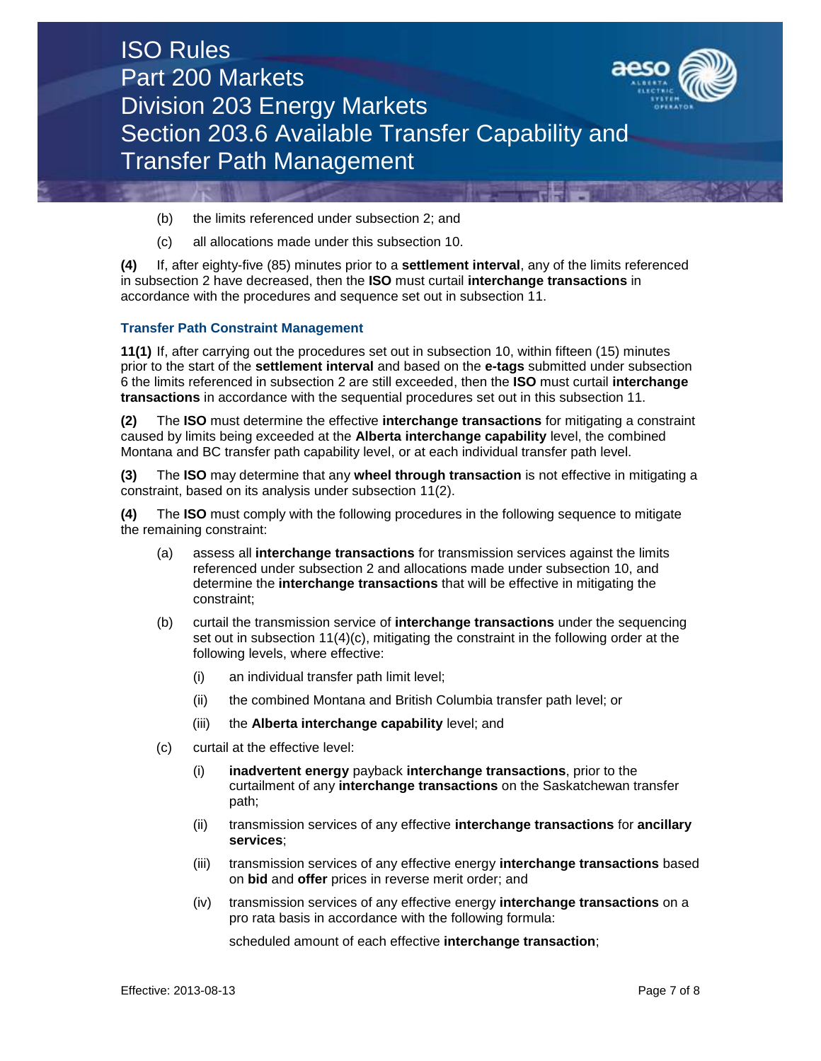(b) the limits referenced under subsection 2; and

(c) all allocations made under this subsection 10.

**(4)** If, after eighty-five (85) minutes prior to a **settlement interval**, any of the limits referenced in subsection 2 have decreased, then the **ISO** must curtail **interchange transactions** in accordance with the procedures and sequence set out in subsection 11.

### Transfer Path Constraint Management

**11(1)** If, after carrying out the procedures set out in subsection 10, within fifteen (15) minutes prior to the start of the **settlement interval** and based on the **e-tags** submitted under subsection 6 the limits referenced in subsection 2 are still exceeded, then the **ISO** must curtail **interchange transactions** in accordance with the sequential procedures set out in this subsection 11.

**(2)** The **ISO** must determine the effective **interchange transactions** for mitigating a constraint caused by limits being exceeded at the **Alberta interchange capability** level, the combined Montana and BC transfer path capability level, or at each individual transfer path level.

**(3)** The **ISO** may determine that any **wheel through transaction** is not effective in mitigating a constraint, based on its analysis under subsection 11(2).

**(4)** The **ISO** must comply with the following procedures in the following sequence to mitigate the remaining constraint:

(a) assess all **interchange transactions** for transmission services against the limits referenced under subsection 2 and allocations made under subsection 10, and determine the **interchange transactions** that will be effective in mitigating the constraint;

(b) curtail the transmission service of **interchange transactions** under the sequencing set out in subsection 11(4)(c), mitigating the constraint in the following order at the following levels, where effective:

  (i) an individual transfer path limit level;

  (ii) the combined Montana and British Columbia transfer path level; or

  (iii) the **Alberta interchange capability** level; and

(c) curtail at the effective level:

  (i) **inadvertent energy** payback **interchange transactions**, prior to the curtailment of any **interchange transactions** on the Saskatchewan transfer path;

  (ii) transmission services of any effective **interchange transactions** for **ancillary services**;

  (iii) transmission services of any effective energy **interchange transactions** based on **bid** and **offer** prices in reverse merit order; and

  (iv) transmission services of any effective energy **interchange transactions** on a pro rata basis in accordance with the following formula:

  scheduled amount of each effective **interchange transaction**;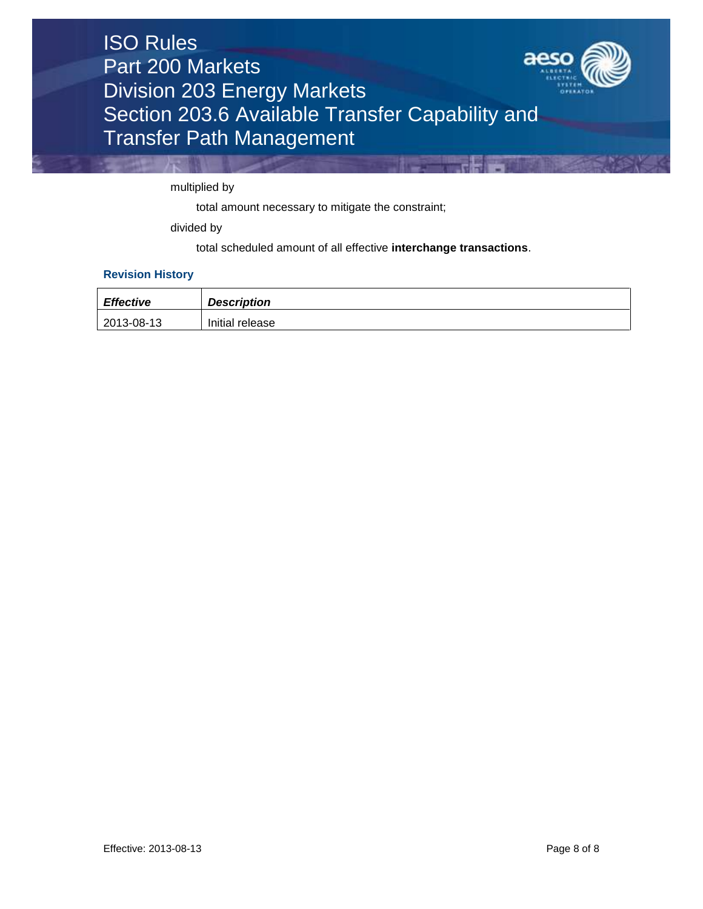multiplied by

total amount necessary to mitigate the constraint;

divided by

total scheduled amount of all effective **interchange transactions**.

### Revision History

| *Effective* | *Description* |
| --- | --- |
| 2013-08-13 | Initial release |